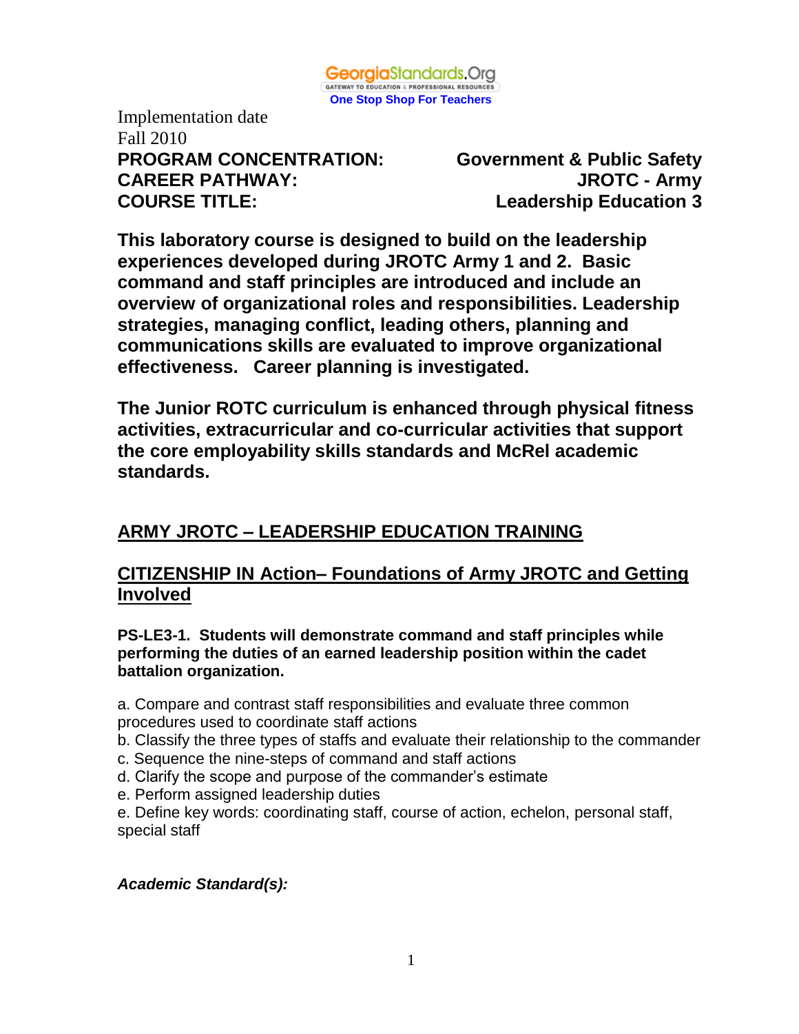GeorgiaStandards.Org
GATEWAY TO EDUCATION & PROFESSIONAL RESOURCES
One Stop Shop For Teachers

Implementation date
Fall 2010

**PROGRAM CONCENTRATION:** **Government & Public Safety**
**CAREER PATHWAY:** **JROTC - Army**
**COURSE TITLE:** **Leadership Education 3**

**This laboratory course is designed to build on the leadership experiences developed during JROTC Army 1 and 2. Basic command and staff principles are introduced and include an overview of organizational roles and responsibilities. Leadership strategies, managing conflict, leading others, planning and communications skills are evaluated to improve organizational effectiveness. Career planning is investigated.**

**The Junior ROTC curriculum is enhanced through physical fitness activities, extracurricular and co-curricular activities that support the core employability skills standards and McRel academic standards.**

## ARMY JROTC – LEADERSHIP EDUCATION TRAINING

## CITIZENSHIP IN Action– Foundations of Army JROTC and Getting Involved

**PS-LE3-1. Students will demonstrate command and staff principles while performing the duties of an earned leadership position within the cadet battalion organization.**

a. Compare and contrast staff responsibilities and evaluate three common procedures used to coordinate staff actions
b. Classify the three types of staffs and evaluate their relationship to the commander
c. Sequence the nine-steps of command and staff actions
d. Clarify the scope and purpose of the commander's estimate
e. Perform assigned leadership duties
e. Define key words: coordinating staff, course of action, echelon, personal staff, special staff

***Academic Standard(s):***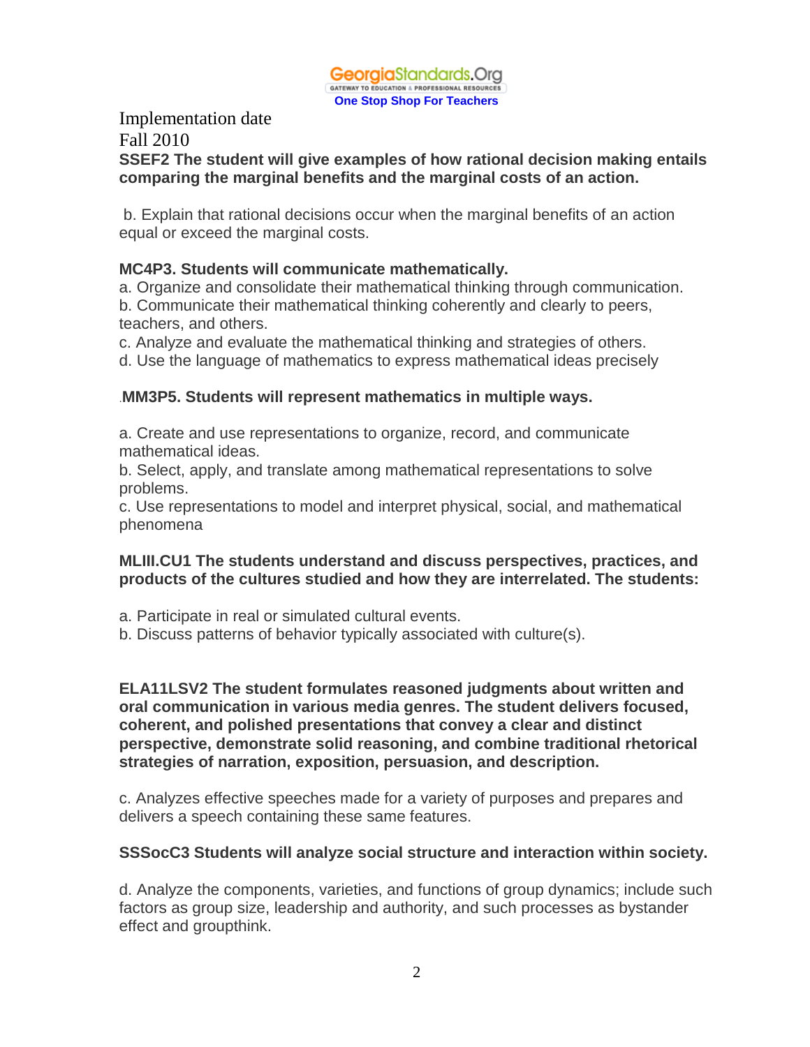GeorgiaStandards.Org
GATEWAY TO EDUCATION & PROFESSIONAL RESOURCES
**One Stop Shop For Teachers**

Implementation date
Fall 2010

**SSEF2 The student will give examples of how rational decision making entails comparing the marginal benefits and the marginal costs of an action.**

b. Explain that rational decisions occur when the marginal benefits of an action equal or exceed the marginal costs.

**MC4P3. Students will communicate mathematically.**

a. Organize and consolidate their mathematical thinking through communication.
b. Communicate their mathematical thinking coherently and clearly to peers, teachers, and others.
c. Analyze and evaluate the mathematical thinking and strategies of others.
d. Use the language of mathematics to express mathematical ideas precisely

.**MM3P5. Students will represent mathematics in multiple ways.**

a. Create and use representations to organize, record, and communicate mathematical ideas.
b. Select, apply, and translate among mathematical representations to solve problems.
c. Use representations to model and interpret physical, social, and mathematical phenomena

**MLIII.CU1 The students understand and discuss perspectives, practices, and products of the cultures studied and how they are interrelated. The students:**

a. Participate in real or simulated cultural events.
b. Discuss patterns of behavior typically associated with culture(s).

**ELA11LSV2 The student formulates reasoned judgments about written and oral communication in various media genres. The student delivers focused, coherent, and polished presentations that convey a clear and distinct perspective, demonstrate solid reasoning, and combine traditional rhetorical strategies of narration, exposition, persuasion, and description.**

c. Analyzes effective speeches made for a variety of purposes and prepares and delivers a speech containing these same features.

**SSSocC3 Students will analyze social structure and interaction within society.**

d. Analyze the components, varieties, and functions of group dynamics; include such factors as group size, leadership and authority, and such processes as bystander effect and groupthink.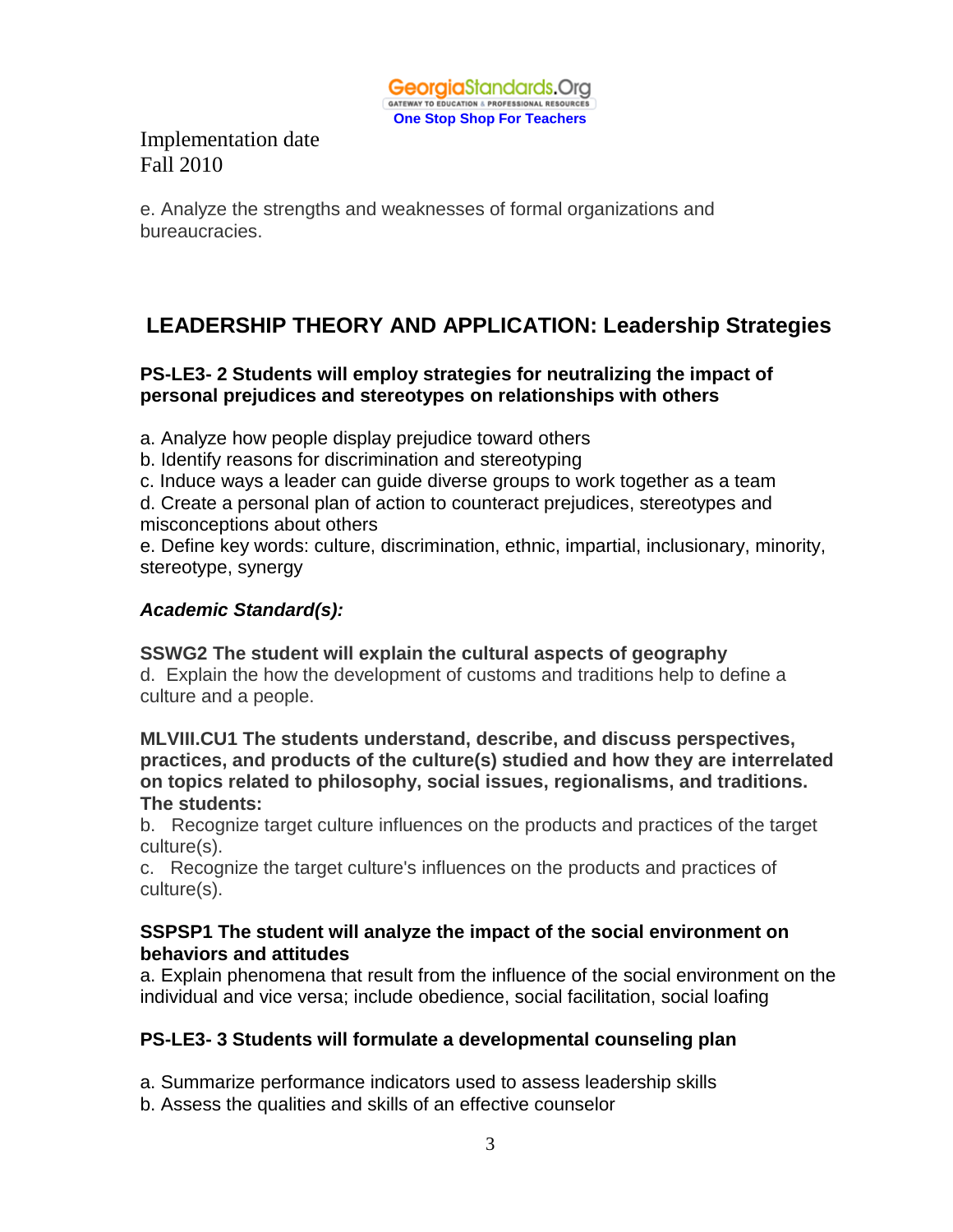Implementation date
Fall 2010

e. Analyze the strengths and weaknesses of formal organizations and bureaucracies.

## LEADERSHIP THEORY AND APPLICATION: Leadership Strategies

**PS-LE3- 2 Students will employ strategies for neutralizing the impact of personal prejudices and stereotypes on relationships with others**

a. Analyze how people display prejudice toward others
b. Identify reasons for discrimination and stereotyping
c. Induce ways a leader can guide diverse groups to work together as a team
d. Create a personal plan of action to counteract prejudices, stereotypes and misconceptions about others
e. Define key words: culture, discrimination, ethnic, impartial, inclusionary, minority, stereotype, synergy

***Academic Standard(s):***

**SSWG2 The student will explain the cultural aspects of geography**
d. Explain the how the development of customs and traditions help to define a culture and a people.

**MLVIII.CU1 The students understand, describe, and discuss perspectives, practices, and products of the culture(s) studied and how they are interrelated on topics related to philosophy, social issues, regionalisms, and traditions. The students:**
b. Recognize target culture influences on the products and practices of the target culture(s).
c. Recognize the target culture's influences on the products and practices of culture(s).

**SSPSP1 The student will analyze the impact of the social environment on behaviors and attitudes**
a. Explain phenomena that result from the influence of the social environment on the individual and vice versa; include obedience, social facilitation, social loafing

**PS-LE3- 3 Students will formulate a developmental counseling plan**

a. Summarize performance indicators used to assess leadership skills
b. Assess the qualities and skills of an effective counselor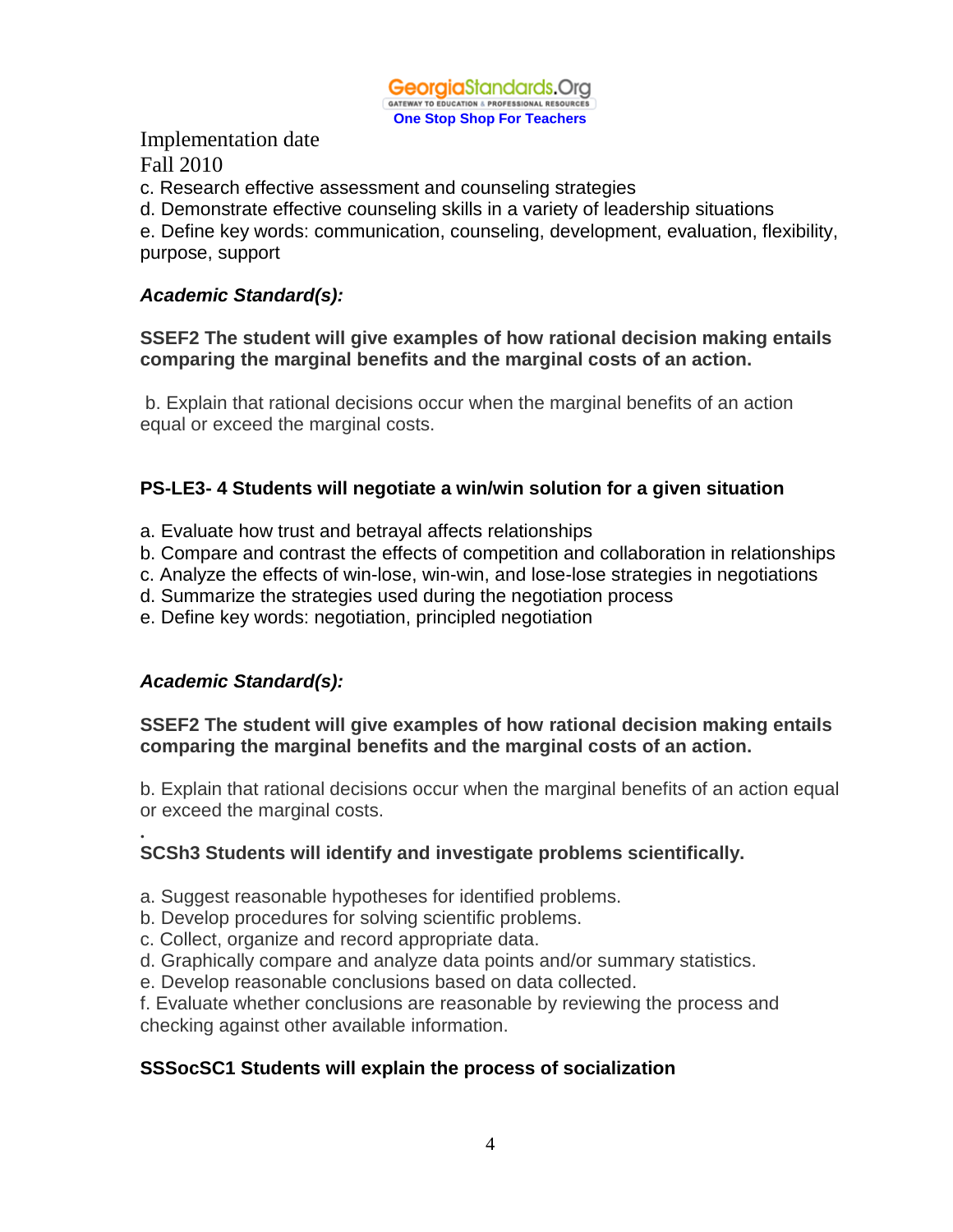Implementation date
Fall 2010

c. Research effective assessment and counseling strategies
d. Demonstrate effective counseling skills in a variety of leadership situations
e. Define key words: communication, counseling, development, evaluation, flexibility, purpose, support

***Academic Standard(s):***

**SSEF2 The student will give examples of how rational decision making entails comparing the marginal benefits and the marginal costs of an action.**

b. Explain that rational decisions occur when the marginal benefits of an action equal or exceed the marginal costs.

**PS-LE3- 4 Students will negotiate a win/win solution for a given situation**

a. Evaluate how trust and betrayal affects relationships
b. Compare and contrast the effects of competition and collaboration in relationships
c. Analyze the effects of win-lose, win-win, and lose-lose strategies in negotiations
d. Summarize the strategies used during the negotiation process
e. Define key words: negotiation, principled negotiation

***Academic Standard(s):***

**SSEF2 The student will give examples of how rational decision making entails comparing the marginal benefits and the marginal costs of an action.**

b. Explain that rational decisions occur when the marginal benefits of an action equal or exceed the marginal costs.

.

**SCSh3 Students will identify and investigate problems scientifically.**

a. Suggest reasonable hypotheses for identified problems.
b. Develop procedures for solving scientific problems.
c. Collect, organize and record appropriate data.
d. Graphically compare and analyze data points and/or summary statistics.
e. Develop reasonable conclusions based on data collected.
f. Evaluate whether conclusions are reasonable by reviewing the process and checking against other available information.

**SSSocSC1 Students will explain the process of socialization**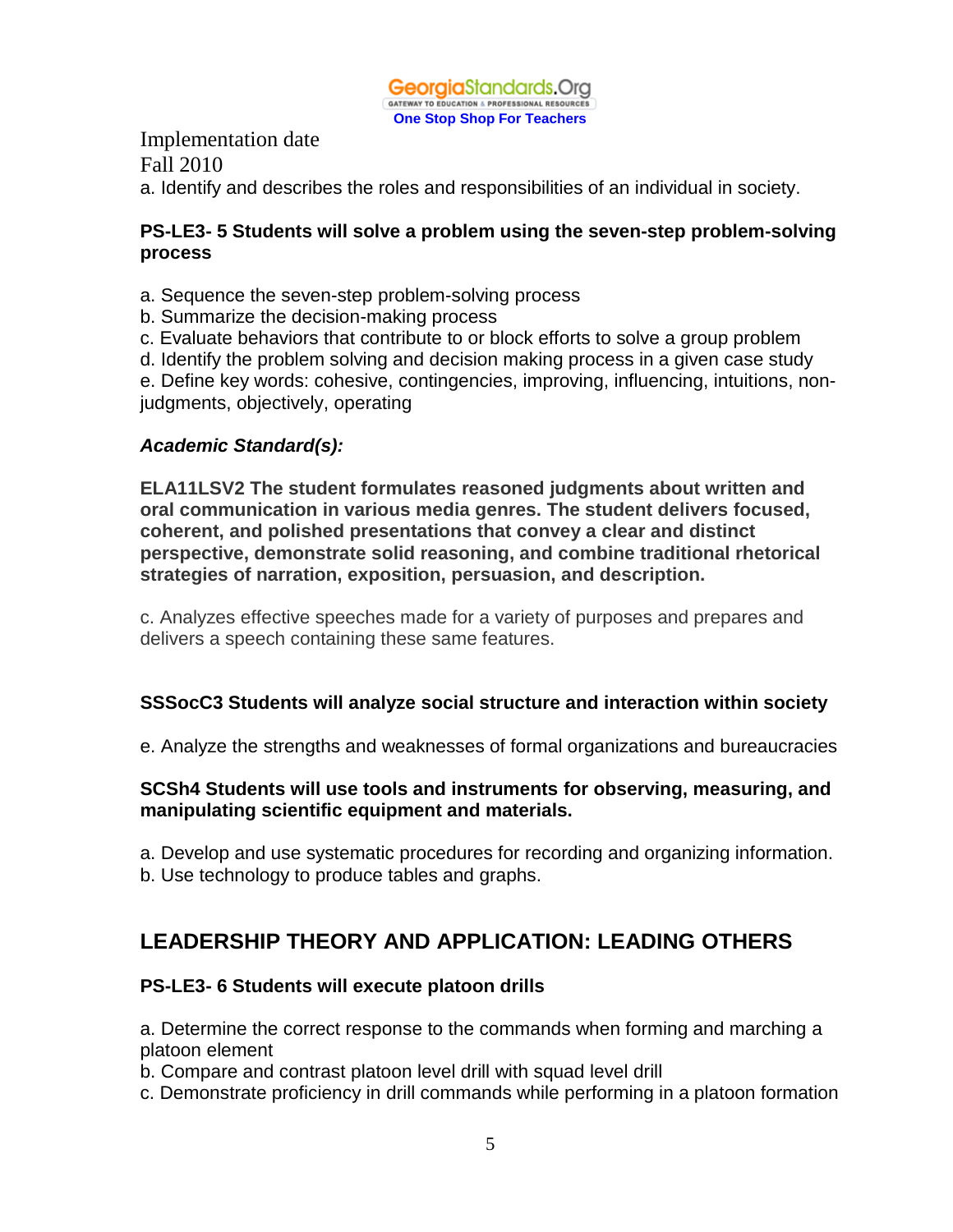Implementation date
Fall 2010

a. Identify and describes the roles and responsibilities of an individual in society.

**PS-LE3- 5 Students will solve a problem using the seven-step problem-solving process**

a. Sequence the seven-step problem-solving process
b. Summarize the decision-making process
c. Evaluate behaviors that contribute to or block efforts to solve a group problem
d. Identify the problem solving and decision making process in a given case study
e. Define key words: cohesive, contingencies, improving, influencing, intuitions, non-judgments, objectively, operating

***Academic Standard(s):***

**ELA11LSV2 The student formulates reasoned judgments about written and oral communication in various media genres. The student delivers focused, coherent, and polished presentations that convey a clear and distinct perspective, demonstrate solid reasoning, and combine traditional rhetorical strategies of narration, exposition, persuasion, and description.**

c. Analyzes effective speeches made for a variety of purposes and prepares and delivers a speech containing these same features.

**SSSocC3 Students will analyze social structure and interaction within society**

e. Analyze the strengths and weaknesses of formal organizations and bureaucracies

**SCSh4 Students will use tools and instruments for observing, measuring, and manipulating scientific equipment and materials.**

a. Develop and use systematic procedures for recording and organizing information.
b. Use technology to produce tables and graphs.

## LEADERSHIP THEORY AND APPLICATION: LEADING OTHERS

**PS-LE3- 6 Students will execute platoon drills**

a. Determine the correct response to the commands when forming and marching a platoon element
b. Compare and contrast platoon level drill with squad level drill
c. Demonstrate proficiency in drill commands while performing in a platoon formation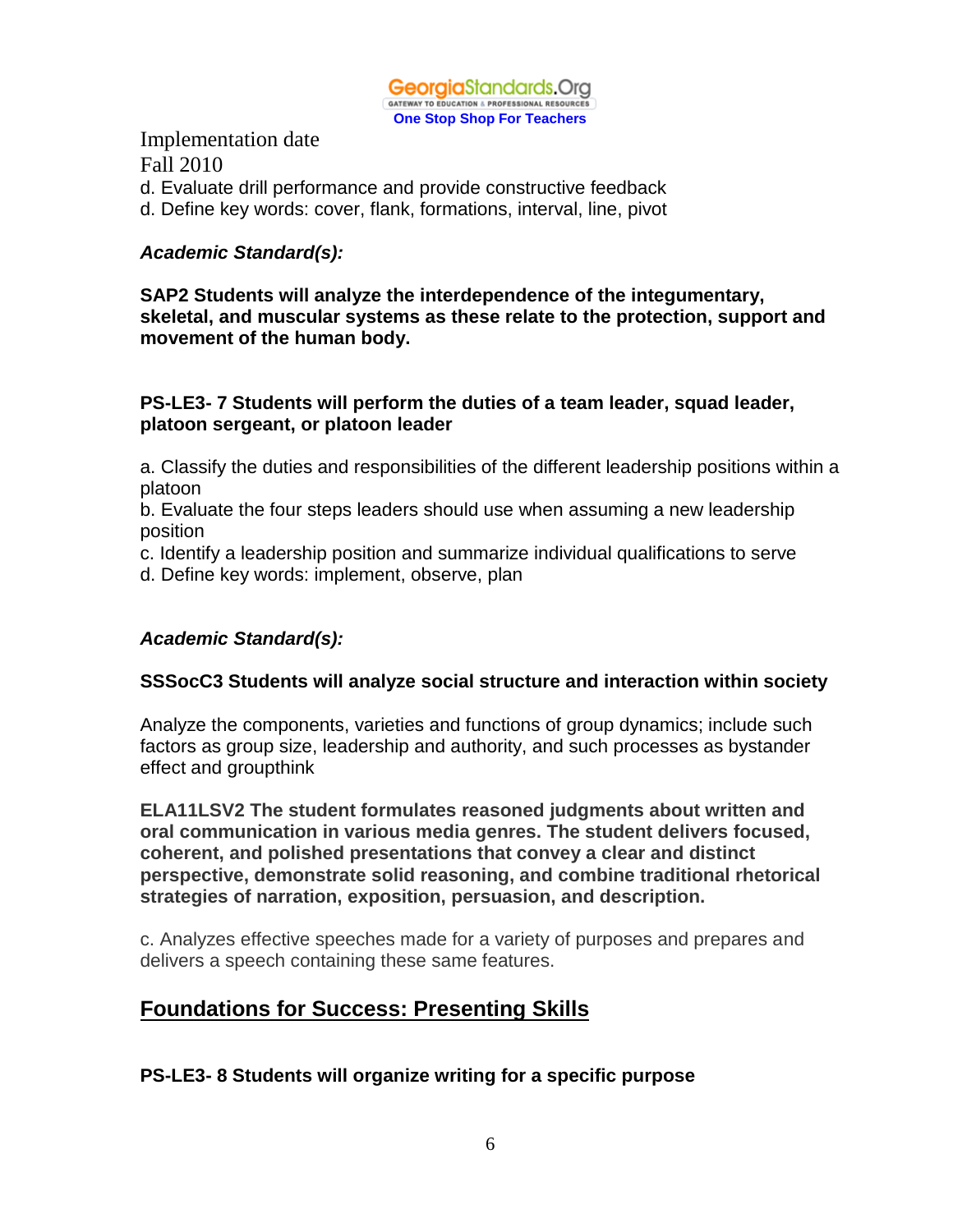Implementation date

Fall 2010

d. Evaluate drill performance and provide constructive feedback

d. Define key words: cover, flank, formations, interval, line, pivot

***Academic Standard(s):***

**SAP2 Students will analyze the interdependence of the integumentary, skeletal, and muscular systems as these relate to the protection, support and movement of the human body.**

**PS-LE3- 7 Students will perform the duties of a team leader, squad leader, platoon sergeant, or platoon leader**

a. Classify the duties and responsibilities of the different leadership positions within a platoon

b. Evaluate the four steps leaders should use when assuming a new leadership position

c. Identify a leadership position and summarize individual qualifications to serve

d. Define key words: implement, observe, plan

***Academic Standard(s):***

**SSSocC3 Students will analyze social structure and interaction within society**

Analyze the components, varieties and functions of group dynamics; include such factors as group size, leadership and authority, and such processes as bystander effect and groupthink

**ELA11LSV2 The student formulates reasoned judgments about written and oral communication in various media genres. The student delivers focused, coherent, and polished presentations that convey a clear and distinct perspective, demonstrate solid reasoning, and combine traditional rhetorical strategies of narration, exposition, persuasion, and description.**

c. Analyzes effective speeches made for a variety of purposes and prepares and delivers a speech containing these same features.

## Foundations for Success: Presenting Skills

**PS-LE3- 8 Students will organize writing for a specific purpose**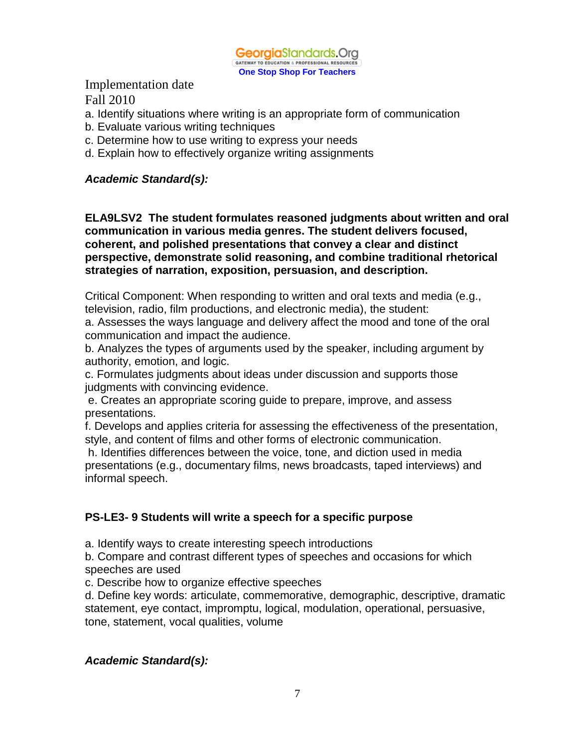Implementation date

Fall 2010

a. Identify situations where writing is an appropriate form of communication
b. Evaluate various writing techniques
c. Determine how to use writing to express your needs
d. Explain how to effectively organize writing assignments

***Academic Standard(s):***

**ELA9LSV2 The student formulates reasoned judgments about written and oral communication in various media genres. The student delivers focused, coherent, and polished presentations that convey a clear and distinct perspective, demonstrate solid reasoning, and combine traditional rhetorical strategies of narration, exposition, persuasion, and description.**

Critical Component: When responding to written and oral texts and media (e.g., television, radio, film productions, and electronic media), the student:
a. Assesses the ways language and delivery affect the mood and tone of the oral communication and impact the audience.
b. Analyzes the types of arguments used by the speaker, including argument by authority, emotion, and logic.
c. Formulates judgments about ideas under discussion and supports those judgments with convincing evidence.
e. Creates an appropriate scoring guide to prepare, improve, and assess presentations.
f. Develops and applies criteria for assessing the effectiveness of the presentation, style, and content of films and other forms of electronic communication.
h. Identifies differences between the voice, tone, and diction used in media presentations (e.g., documentary films, news broadcasts, taped interviews) and informal speech.

**PS-LE3- 9 Students will write a speech for a specific purpose**

a. Identify ways to create interesting speech introductions
b. Compare and contrast different types of speeches and occasions for which speeches are used
c. Describe how to organize effective speeches
d. Define key words: articulate, commemorative, demographic, descriptive, dramatic statement, eye contact, impromptu, logical, modulation, operational, persuasive, tone, statement, vocal qualities, volume

***Academic Standard(s):***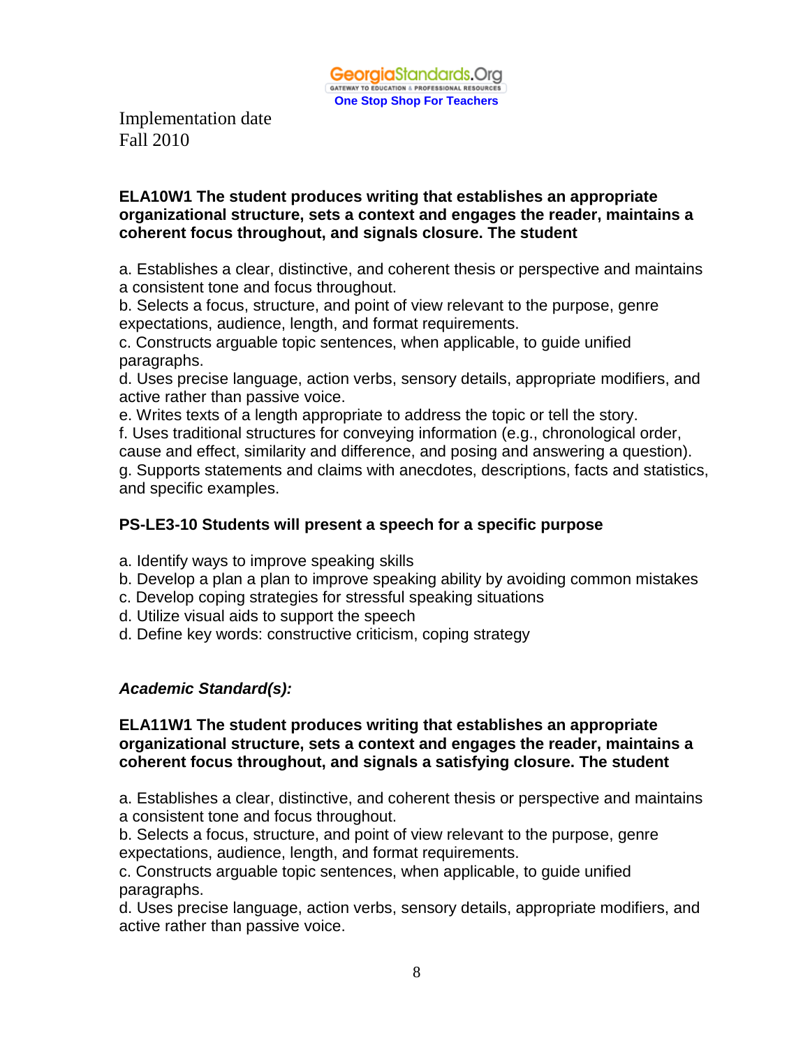Implementation date
Fall 2010

**ELA10W1 The student produces writing that establishes an appropriate organizational structure, sets a context and engages the reader, maintains a coherent focus throughout, and signals closure. The student**

a. Establishes a clear, distinctive, and coherent thesis or perspective and maintains a consistent tone and focus throughout.
b. Selects a focus, structure, and point of view relevant to the purpose, genre expectations, audience, length, and format requirements.
c. Constructs arguable topic sentences, when applicable, to guide unified paragraphs.
d. Uses precise language, action verbs, sensory details, appropriate modifiers, and active rather than passive voice.
e. Writes texts of a length appropriate to address the topic or tell the story.
f. Uses traditional structures for conveying information (e.g., chronological order, cause and effect, similarity and difference, and posing and answering a question).
g. Supports statements and claims with anecdotes, descriptions, facts and statistics, and specific examples.

**PS-LE3-10 Students will present a speech for a specific purpose**

a. Identify ways to improve speaking skills
b. Develop a plan a plan to improve speaking ability by avoiding common mistakes
c. Develop coping strategies for stressful speaking situations
d. Utilize visual aids to support the speech
d. Define key words: constructive criticism, coping strategy

***Academic Standard(s):***

**ELA11W1 The student produces writing that establishes an appropriate organizational structure, sets a context and engages the reader, maintains a coherent focus throughout, and signals a satisfying closure. The student**

a. Establishes a clear, distinctive, and coherent thesis or perspective and maintains a consistent tone and focus throughout.
b. Selects a focus, structure, and point of view relevant to the purpose, genre expectations, audience, length, and format requirements.
c. Constructs arguable topic sentences, when applicable, to guide unified paragraphs.
d. Uses precise language, action verbs, sensory details, appropriate modifiers, and active rather than passive voice.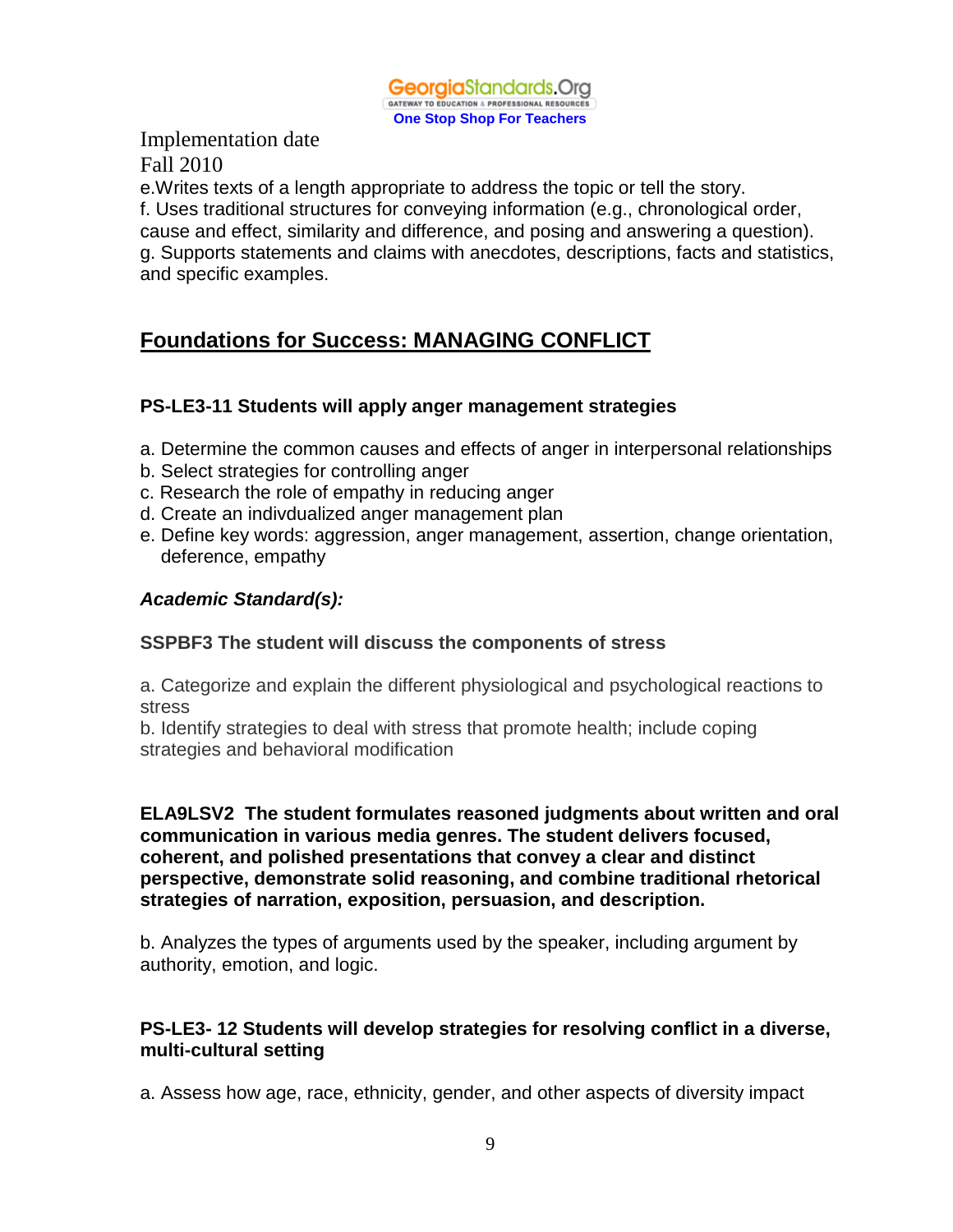e.Writes texts of a length appropriate to address the topic or tell the story.
f. Uses traditional structures for conveying information (e.g., chronological order, cause and effect, similarity and difference, and posing and answering a question).
g. Supports statements and claims with anecdotes, descriptions, facts and statistics, and specific examples.

## Foundations for Success: MANAGING CONFLICT

**PS-LE3-11 Students will apply anger management strategies**

a. Determine the common causes and effects of anger in interpersonal relationships
b. Select strategies for controlling anger
c. Research the role of empathy in reducing anger
d. Create an indivdualized anger management plan
e. Define key words: aggression, anger management, assertion, change orientation, deference, empathy

***Academic Standard(s):***

**SSPBF3 The student will discuss the components of stress**

a. Categorize and explain the different physiological and psychological reactions to stress
b. Identify strategies to deal with stress that promote health; include coping strategies and behavioral modification

**ELA9LSV2 The student formulates reasoned judgments about written and oral communication in various media genres. The student delivers focused, coherent, and polished presentations that convey a clear and distinct perspective, demonstrate solid reasoning, and combine traditional rhetorical strategies of narration, exposition, persuasion, and description.**

b. Analyzes the types of arguments used by the speaker, including argument by authority, emotion, and logic.

**PS-LE3- 12 Students will develop strategies for resolving conflict in a diverse, multi-cultural setting**

a. Assess how age, race, ethnicity, gender, and other aspects of diversity impact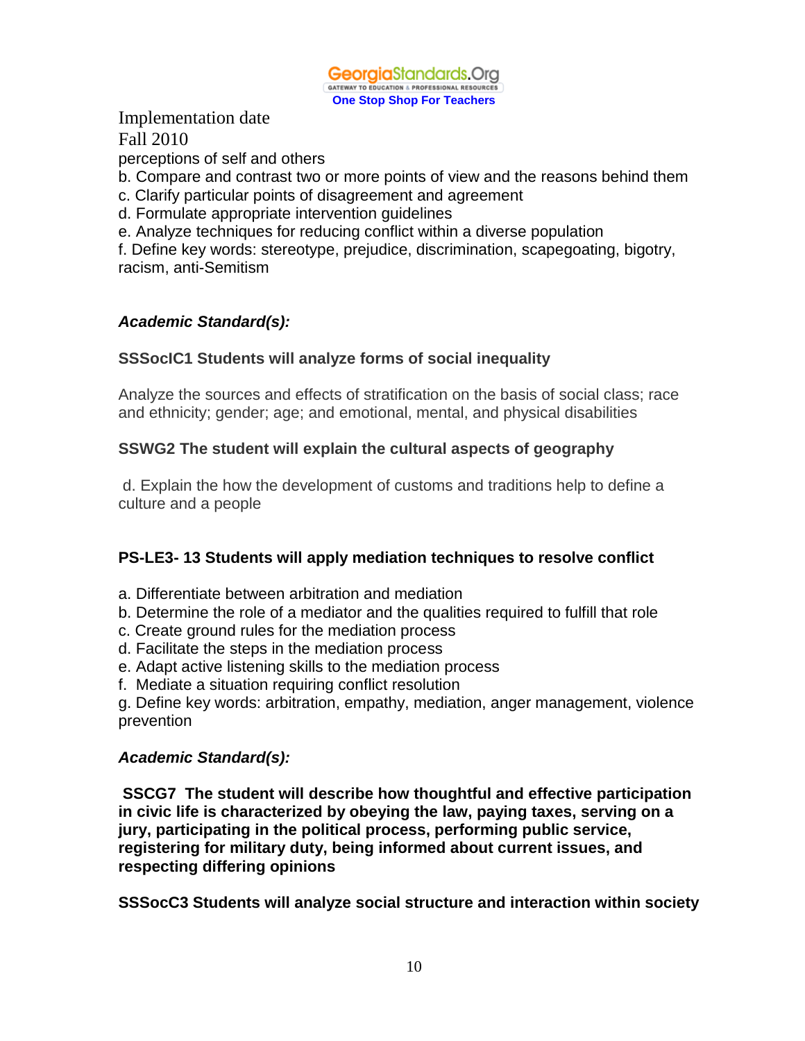Implementation date
Fall 2010

perceptions of self and others

b. Compare and contrast two or more points of view and the reasons behind them
c. Clarify particular points of disagreement and agreement
d. Formulate appropriate intervention guidelines
e. Analyze techniques for reducing conflict within a diverse population
f. Define key words: stereotype, prejudice, discrimination, scapegoating, bigotry, racism, anti-Semitism

***Academic Standard(s):***

**SSocIC1 Students will analyze forms of social inequality**

Analyze the sources and effects of stratification on the basis of social class; race and ethnicity; gender; age; and emotional, mental, and physical disabilities

**SSWG2 The student will explain the cultural aspects of geography**

d. Explain the how the development of customs and traditions help to define a culture and a people

**PS-LE3- 13 Students will apply mediation techniques to resolve conflict**

a. Differentiate between arbitration and mediation
b. Determine the role of a mediator and the qualities required to fulfill that role
c. Create ground rules for the mediation process
d. Facilitate the steps in the mediation process
e. Adapt active listening skills to the mediation process
f. Mediate a situation requiring conflict resolution
g. Define key words: arbitration, empathy, mediation, anger management, violence prevention

***Academic Standard(s):***

**SSCG7 The student will describe how thoughtful and effective participation in civic life is characterized by obeying the law, paying taxes, serving on a jury, participating in the political process, performing public service, registering for military duty, being informed about current issues, and respecting differing opinions**

**SSSocC3 Students will analyze social structure and interaction within society**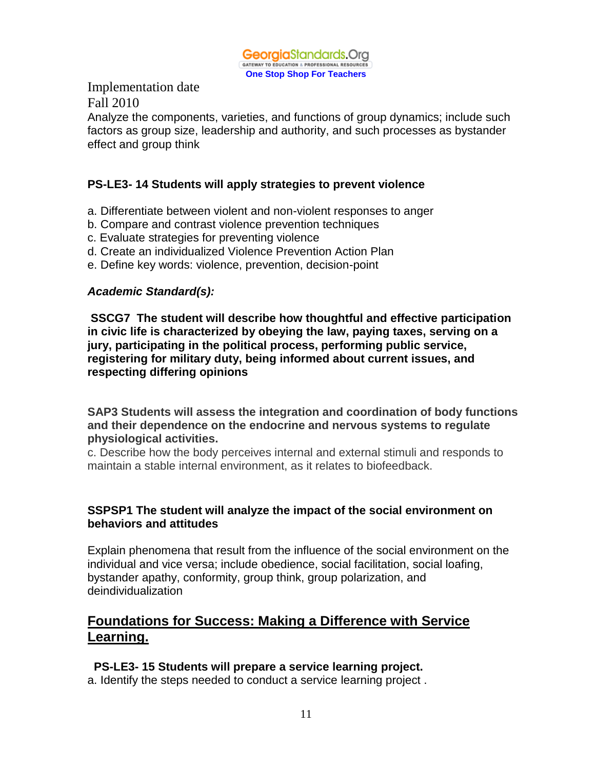Implementation date
Fall 2010
Analyze the components, varieties, and functions of group dynamics; include such factors as group size, leadership and authority, and such processes as bystander effect and group think

**PS-LE3- 14 Students will apply strategies to prevent violence**

a. Differentiate between violent and non-violent responses to anger
b. Compare and contrast violence prevention techniques
c. Evaluate strategies for preventing violence
d. Create an individualized Violence Prevention Action Plan
e. Define key words: violence, prevention, decision-point

***Academic Standard(s):***

**SSCG7 The student will describe how thoughtful and effective participation in civic life is characterized by obeying the law, paying taxes, serving on a jury, participating in the political process, performing public service, registering for military duty, being informed about current issues, and respecting differing opinions**

**SAP3 Students will assess the integration and coordination of body functions and their dependence on the endocrine and nervous systems to regulate physiological activities.**
c. Describe how the body perceives internal and external stimuli and responds to maintain a stable internal environment, as it relates to biofeedback.

**SSPSP1 The student will analyze the impact of the social environment on behaviors and attitudes**

Explain phenomena that result from the influence of the social environment on the individual and vice versa; include obedience, social facilitation, social loafing, bystander apathy, conformity, group think, group polarization, and deindividualization

## Foundations for Success: Making a Difference with Service Learning.

**PS-LE3- 15 Students will prepare a service learning project.**
a. Identify the steps needed to conduct a service learning project .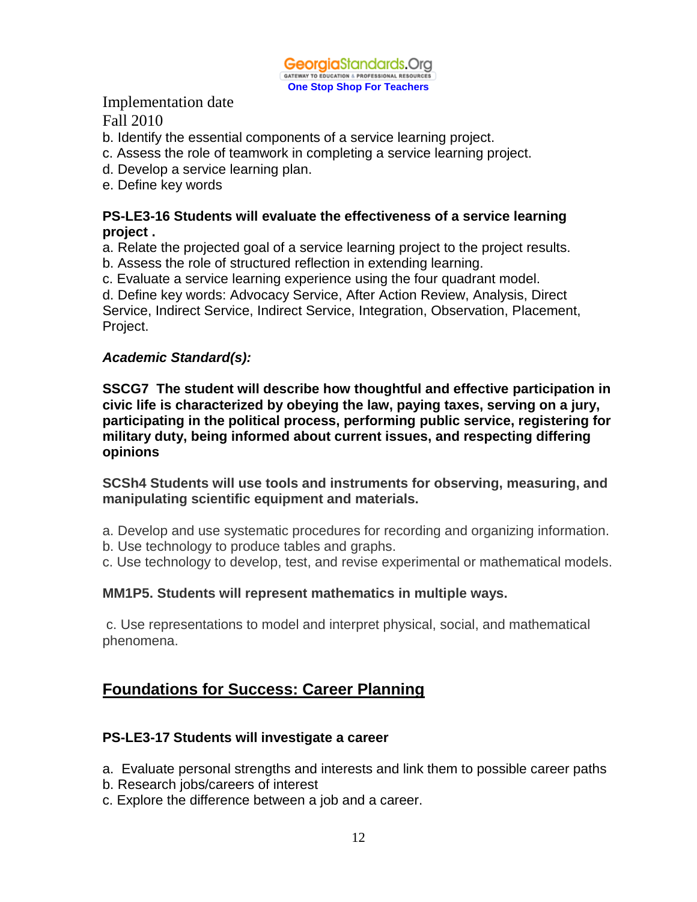Implementation date

Fall 2010

b. Identify the essential components of a service learning project.
c. Assess the role of teamwork in completing a service learning project.
d. Develop a service learning plan.
e. Define key words

**PS-LE3-16 Students will evaluate the effectiveness of a service learning project .**

a. Relate the projected goal of a service learning project to the project results.
b. Assess the role of structured reflection in extending learning.
c. Evaluate a service learning experience using the four quadrant model.
d. Define key words: Advocacy Service, After Action Review, Analysis, Direct Service, Indirect Service, Indirect Service, Integration, Observation, Placement, Project.

***Academic Standard(s):***

**SSCG7 The student will describe how thoughtful and effective participation in civic life is characterized by obeying the law, paying taxes, serving on a jury, participating in the political process, performing public service, registering for military duty, being informed about current issues, and respecting differing opinions**

**SCSh4 Students will use tools and instruments for observing, measuring, and manipulating scientific equipment and materials.**

a. Develop and use systematic procedures for recording and organizing information.
b. Use technology to produce tables and graphs.
c. Use technology to develop, test, and revise experimental or mathematical models.

**MM1P5. Students will represent mathematics in multiple ways.**

c. Use representations to model and interpret physical, social, and mathematical phenomena.

## Foundations for Success: Career Planning

**PS-LE3-17 Students will investigate a career**

a. Evaluate personal strengths and interests and link them to possible career paths
b. Research jobs/careers of interest
c. Explore the difference between a job and a career.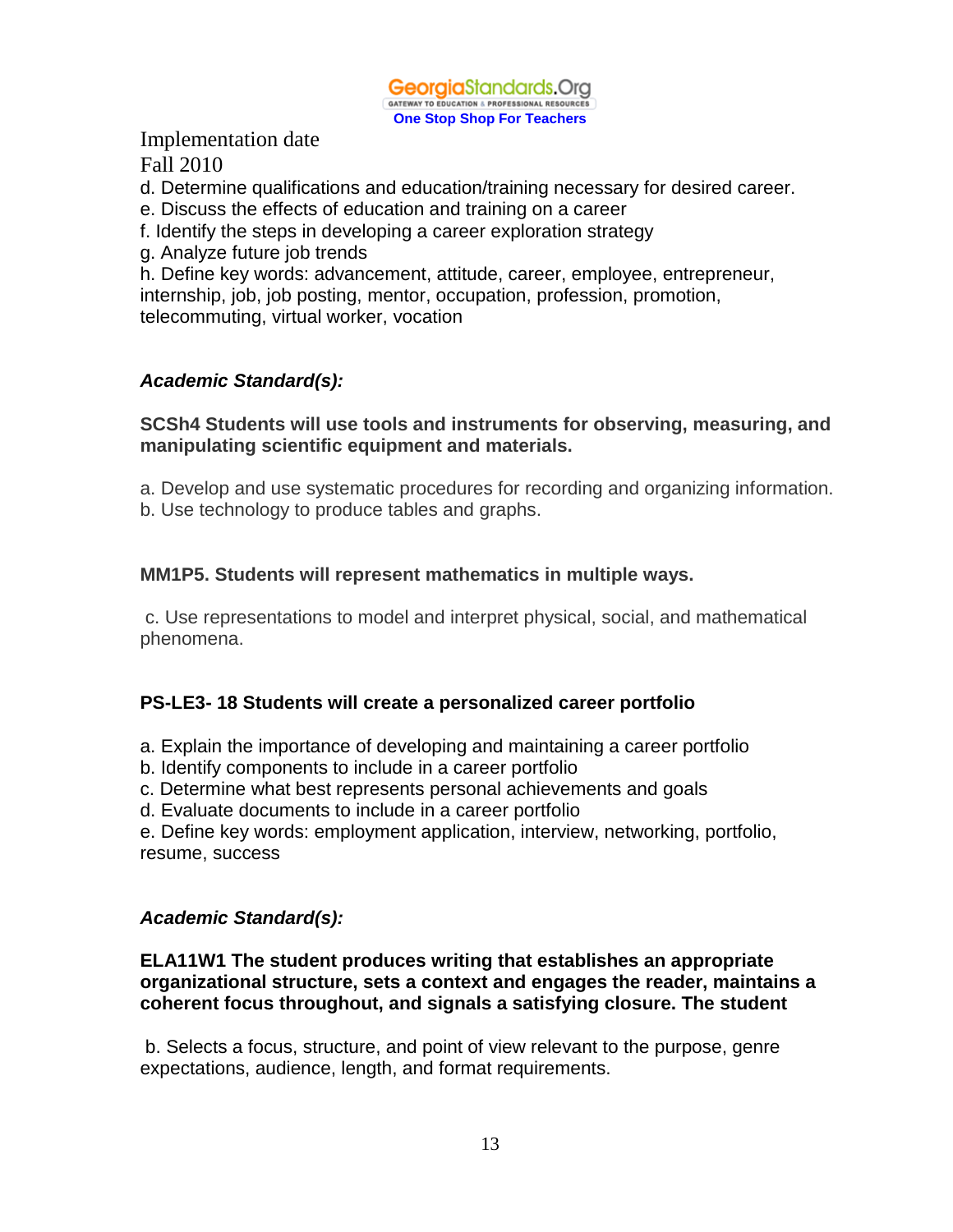Implementation date

Fall 2010

d. Determine qualifications and education/training necessary for desired career.
e. Discuss the effects of education and training on a career
f. Identify the steps in developing a career exploration strategy
g. Analyze future job trends
h. Define key words: advancement, attitude, career, employee, entrepreneur, internship, job, job posting, mentor, occupation, profession, promotion, telecommuting, virtual worker, vocation

***Academic Standard(s):***

**SCSh4 Students will use tools and instruments for observing, measuring, and manipulating scientific equipment and materials.**

a. Develop and use systematic procedures for recording and organizing information.
b. Use technology to produce tables and graphs.

**MM1P5. Students will represent mathematics in multiple ways.**

c. Use representations to model and interpret physical, social, and mathematical phenomena.

**PS-LE3- 18 Students will create a personalized career portfolio**

a. Explain the importance of developing and maintaining a career portfolio
b. Identify components to include in a career portfolio
c. Determine what best represents personal achievements and goals
d. Evaluate documents to include in a career portfolio
e. Define key words: employment application, interview, networking, portfolio, resume, success

***Academic Standard(s):***

**ELA11W1 The student produces writing that establishes an appropriate organizational structure, sets a context and engages the reader, maintains a coherent focus throughout, and signals a satisfying closure. The student**

b. Selects a focus, structure, and point of view relevant to the purpose, genre expectations, audience, length, and format requirements.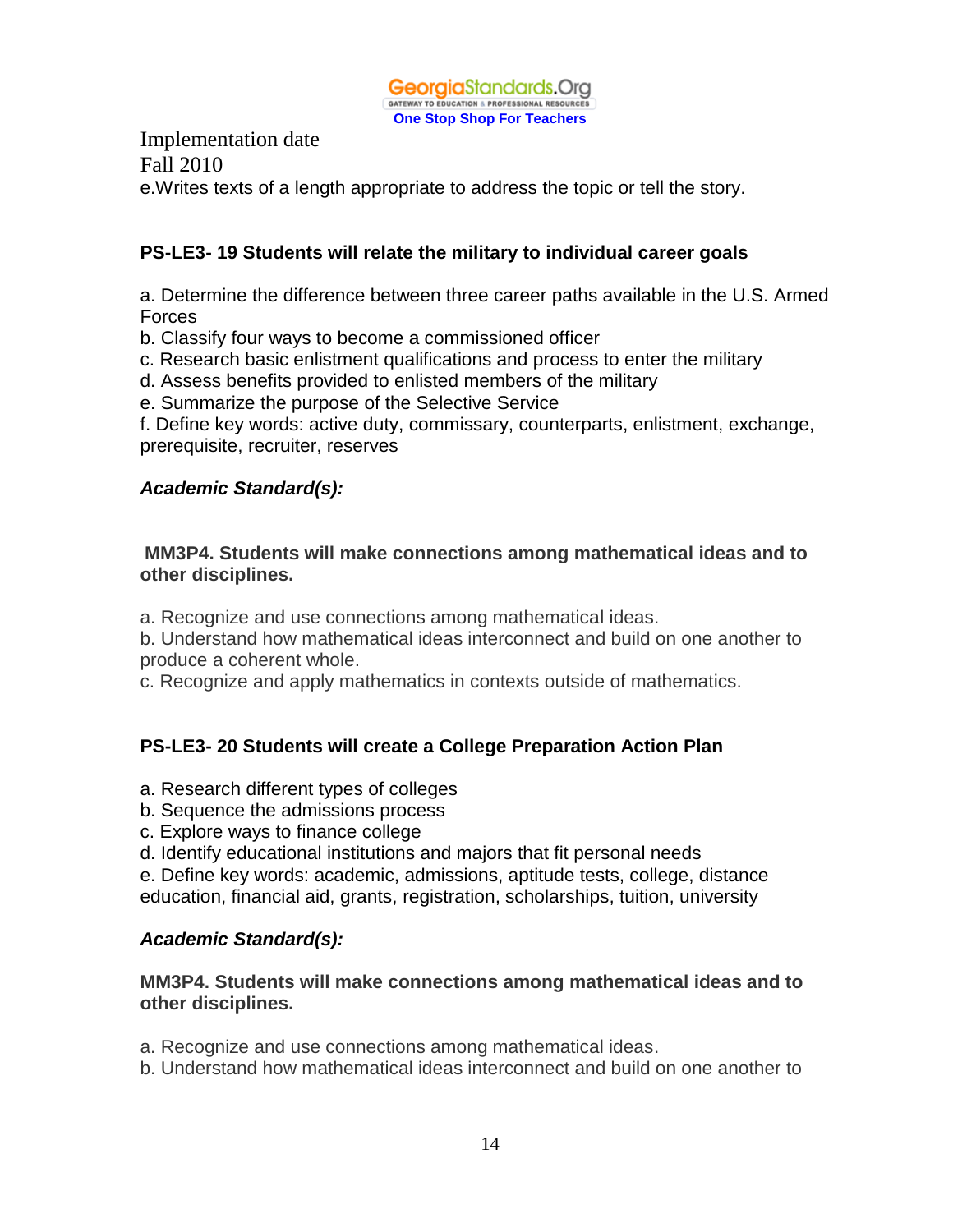Implementation date
Fall 2010
e.Writes texts of a length appropriate to address the topic or tell the story.

**PS-LE3- 19 Students will relate the military to individual career goals**

a. Determine the difference between three career paths available in the U.S. Armed Forces
b. Classify four ways to become a commissioned officer
c. Research basic enlistment qualifications and process to enter the military
d. Assess benefits provided to enlisted members of the military
e. Summarize the purpose of the Selective Service
f. Define key words: active duty, commissary, counterparts, enlistment, exchange, prerequisite, recruiter, reserves

***Academic Standard(s):***

**MM3P4. Students will make connections among mathematical ideas and to other disciplines.**

a. Recognize and use connections among mathematical ideas.
b. Understand how mathematical ideas interconnect and build on one another to produce a coherent whole.
c. Recognize and apply mathematics in contexts outside of mathematics.

**PS-LE3- 20 Students will create a College Preparation Action Plan**

a. Research different types of colleges
b. Sequence the admissions process
c. Explore ways to finance college
d. Identify educational institutions and majors that fit personal needs
e. Define key words: academic, admissions, aptitude tests, college, distance education, financial aid, grants, registration, scholarships, tuition, university

***Academic Standard(s):***

**MM3P4. Students will make connections among mathematical ideas and to other disciplines.**

a. Recognize and use connections among mathematical ideas.
b. Understand how mathematical ideas interconnect and build on one another to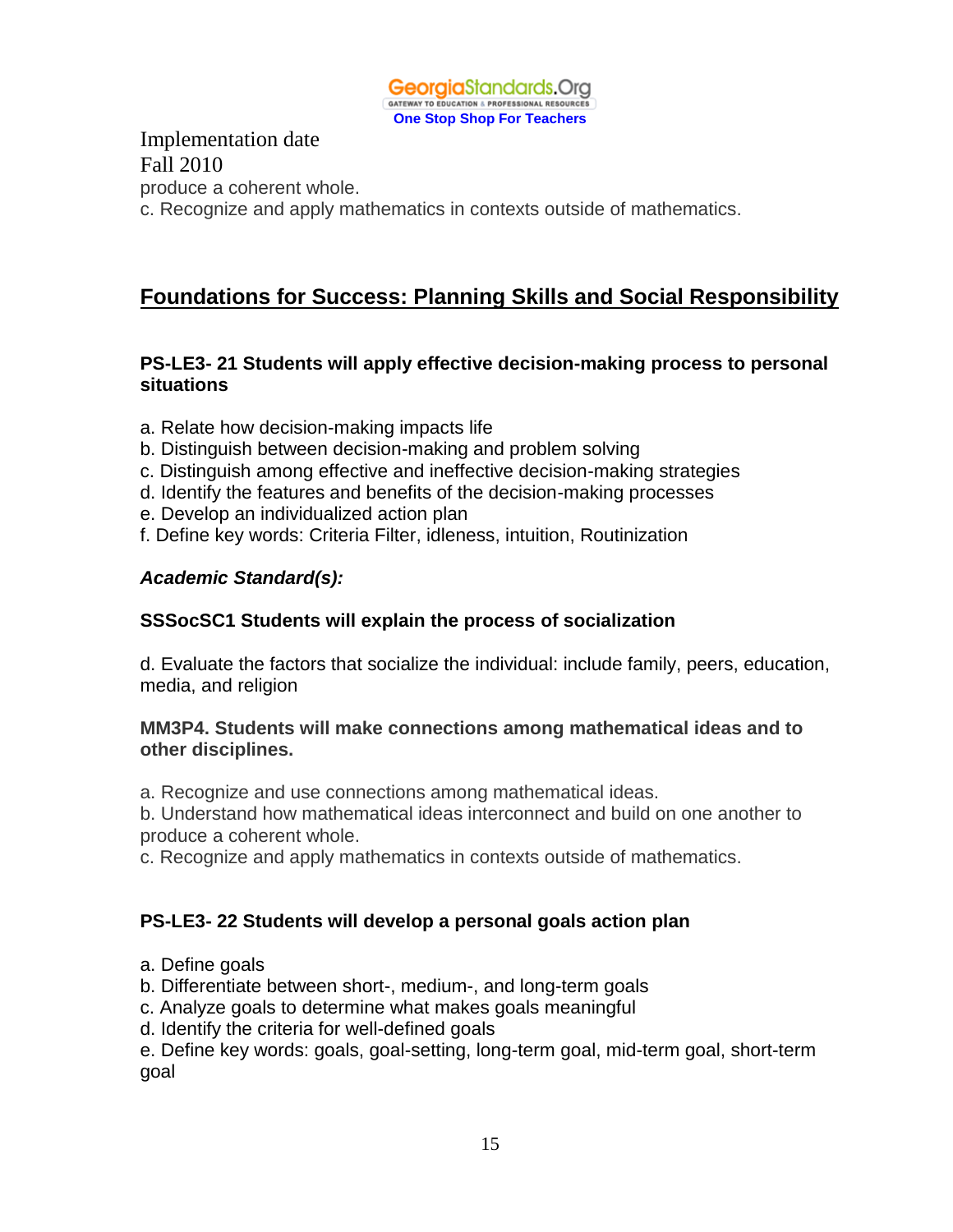produce a coherent whole.

c. Recognize and apply mathematics in contexts outside of mathematics.

## Foundations for Success: Planning Skills and Social Responsibility

**PS-LE3- 21 Students will apply effective decision-making process to personal situations**

a. Relate how decision-making impacts life
b. Distinguish between decision-making and problem solving
c. Distinguish among effective and ineffective decision-making strategies
d. Identify the features and benefits of the decision-making processes
e. Develop an individualized action plan
f. Define key words: Criteria Filter, idleness, intuition, Routinization

***Academic Standard(s):***

**SSSocSC1 Students will explain the process of socialization**

d. Evaluate the factors that socialize the individual: include family, peers, education, media, and religion

**MM3P4. Students will make connections among mathematical ideas and to other disciplines.**

a. Recognize and use connections among mathematical ideas.
b. Understand how mathematical ideas interconnect and build on one another to produce a coherent whole.
c. Recognize and apply mathematics in contexts outside of mathematics.

**PS-LE3- 22 Students will develop a personal goals action plan**

a. Define goals
b. Differentiate between short-, medium-, and long-term goals
c. Analyze goals to determine what makes goals meaningful
d. Identify the criteria for well-defined goals
e. Define key words: goals, goal-setting, long-term goal, mid-term goal, short-term goal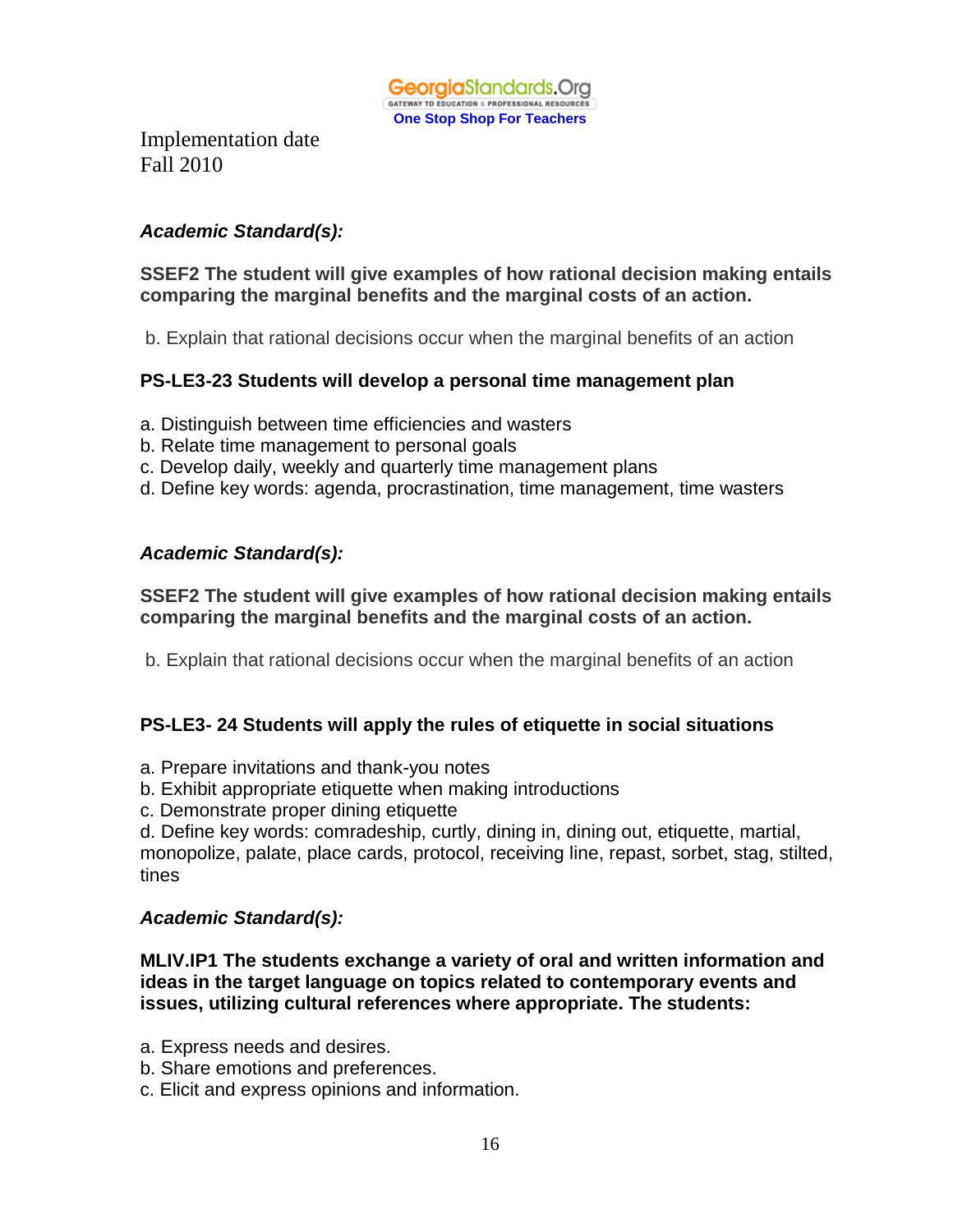Implementation date
Fall 2010

***Academic Standard(s):***

**SSEF2 The student will give examples of how rational decision making entails comparing the marginal benefits and the marginal costs of an action.**

b. Explain that rational decisions occur when the marginal benefits of an action

**PS-LE3-23 Students will develop a personal time management plan**

a. Distinguish between time efficiencies and wasters
b. Relate time management to personal goals
c. Develop daily, weekly and quarterly time management plans
d. Define key words: agenda, procrastination, time management, time wasters

***Academic Standard(s):***

**SSEF2 The student will give examples of how rational decision making entails comparing the marginal benefits and the marginal costs of an action.**

b. Explain that rational decisions occur when the marginal benefits of an action

**PS-LE3- 24 Students will apply the rules of etiquette in social situations**

a. Prepare invitations and thank-you notes
b. Exhibit appropriate etiquette when making introductions
c. Demonstrate proper dining etiquette
d. Define key words: comradeship, curtly, dining in, dining out, etiquette, martial, monopolize, palate, place cards, protocol, receiving line, repast, sorbet, stag, stilted, tines

***Academic Standard(s):***

**MLIV.IP1 The students exchange a variety of oral and written information and ideas in the target language on topics related to contemporary events and issues, utilizing cultural references where appropriate. The students:**

a. Express needs and desires.
b. Share emotions and preferences.
c. Elicit and express opinions and information.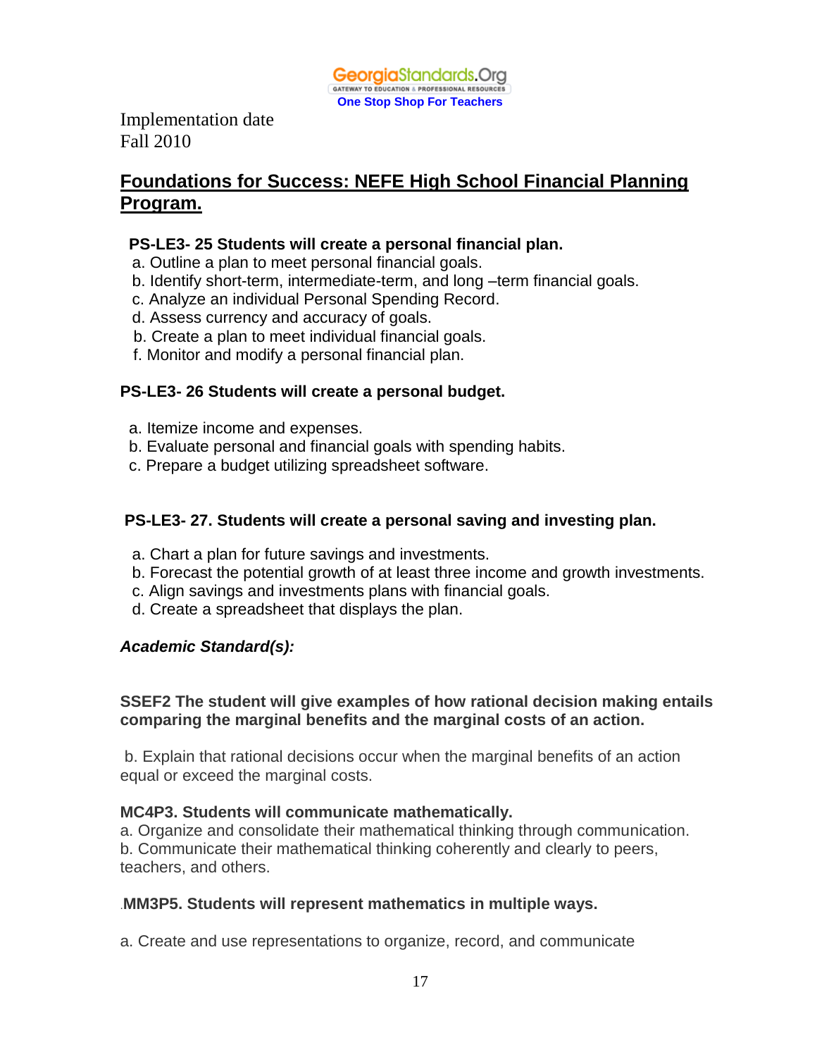GeorgiaStandards.Org
GATEWAY TO EDUCATION & PROFESSIONAL RESOURCES
One Stop Shop For Teachers

Implementation date
Fall 2010

## Foundations for Success: NEFE High School Financial Planning Program.

**PS-LE3- 25 Students will create a personal financial plan.**

a. Outline a plan to meet personal financial goals.
b. Identify short-term, intermediate-term, and long –term financial goals.
c. Analyze an individual Personal Spending Record.
d. Assess currency and accuracy of goals.
b. Create a plan to meet individual financial goals.
f. Monitor and modify a personal financial plan.

**PS-LE3- 26 Students will create a personal budget.**

a. Itemize income and expenses.
b. Evaluate personal and financial goals with spending habits.
c. Prepare a budget utilizing spreadsheet software.

**PS-LE3- 27. Students will create a personal saving and investing plan.**

a. Chart a plan for future savings and investments.
b. Forecast the potential growth of at least three income and growth investments.
c. Align savings and investments plans with financial goals.
d. Create a spreadsheet that displays the plan.

***Academic Standard(s):***

**SSEF2 The student will give examples of how rational decision making entails comparing the marginal benefits and the marginal costs of an action.**

b. Explain that rational decisions occur when the marginal benefits of an action equal or exceed the marginal costs.

**MC4P3. Students will communicate mathematically.**

a. Organize and consolidate their mathematical thinking through communication.
b. Communicate their mathematical thinking coherently and clearly to peers, teachers, and others.

**MM3P5. Students will represent mathematics in multiple ways.**

a. Create and use representations to organize, record, and communicate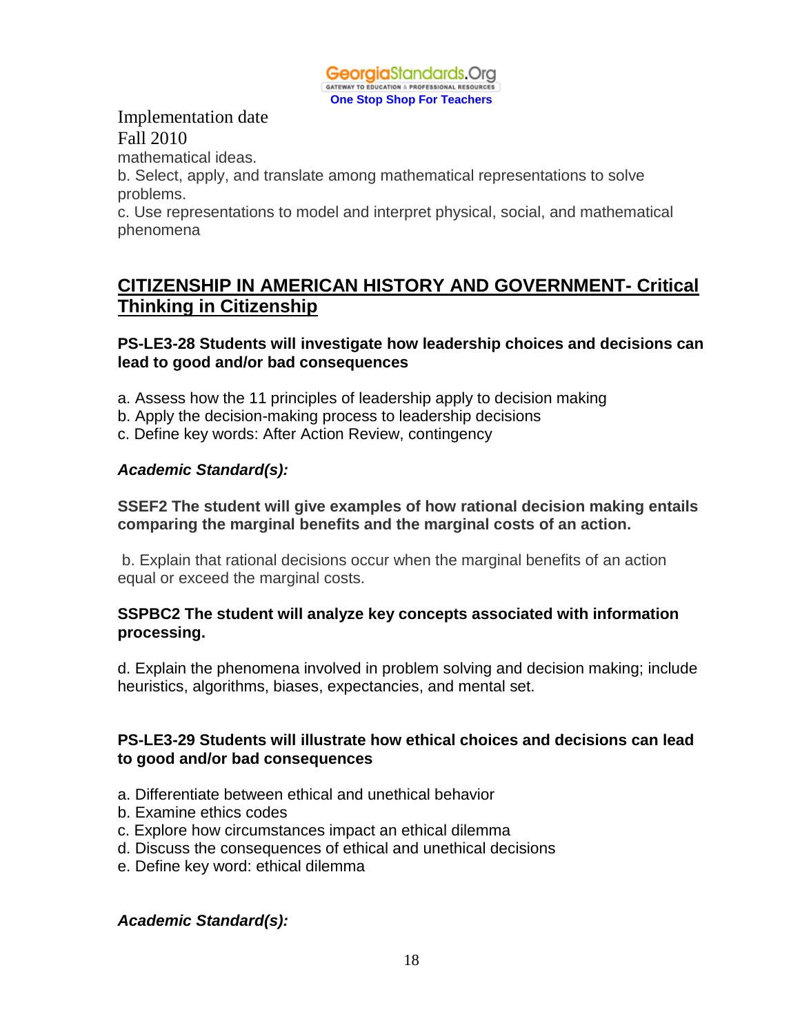Implementation date
Fall 2010

mathematical ideas.

b. Select, apply, and translate among mathematical representations to solve problems.

c. Use representations to model and interpret physical, social, and mathematical phenomena

## CITIZENSHIP IN AMERICAN HISTORY AND GOVERNMENT- Critical Thinking in Citizenship

**PS-LE3-28 Students will investigate how leadership choices and decisions can lead to good and/or bad consequences**

a. Assess how the 11 principles of leadership apply to decision making
b. Apply the decision-making process to leadership decisions
c. Define key words: After Action Review, contingency

***Academic Standard(s):***

**SSEF2 The student will give examples of how rational decision making entails comparing the marginal benefits and the marginal costs of an action.**

b. Explain that rational decisions occur when the marginal benefits of an action equal or exceed the marginal costs.

**SSPBC2 The student will analyze key concepts associated with information processing.**

d. Explain the phenomena involved in problem solving and decision making; include heuristics, algorithms, biases, expectancies, and mental set.

**PS-LE3-29 Students will illustrate how ethical choices and decisions can lead to good and/or bad consequences**

a. Differentiate between ethical and unethical behavior
b. Examine ethics codes
c. Explore how circumstances impact an ethical dilemma
d. Discuss the consequences of ethical and unethical decisions
e. Define key word: ethical dilemma

***Academic Standard(s):***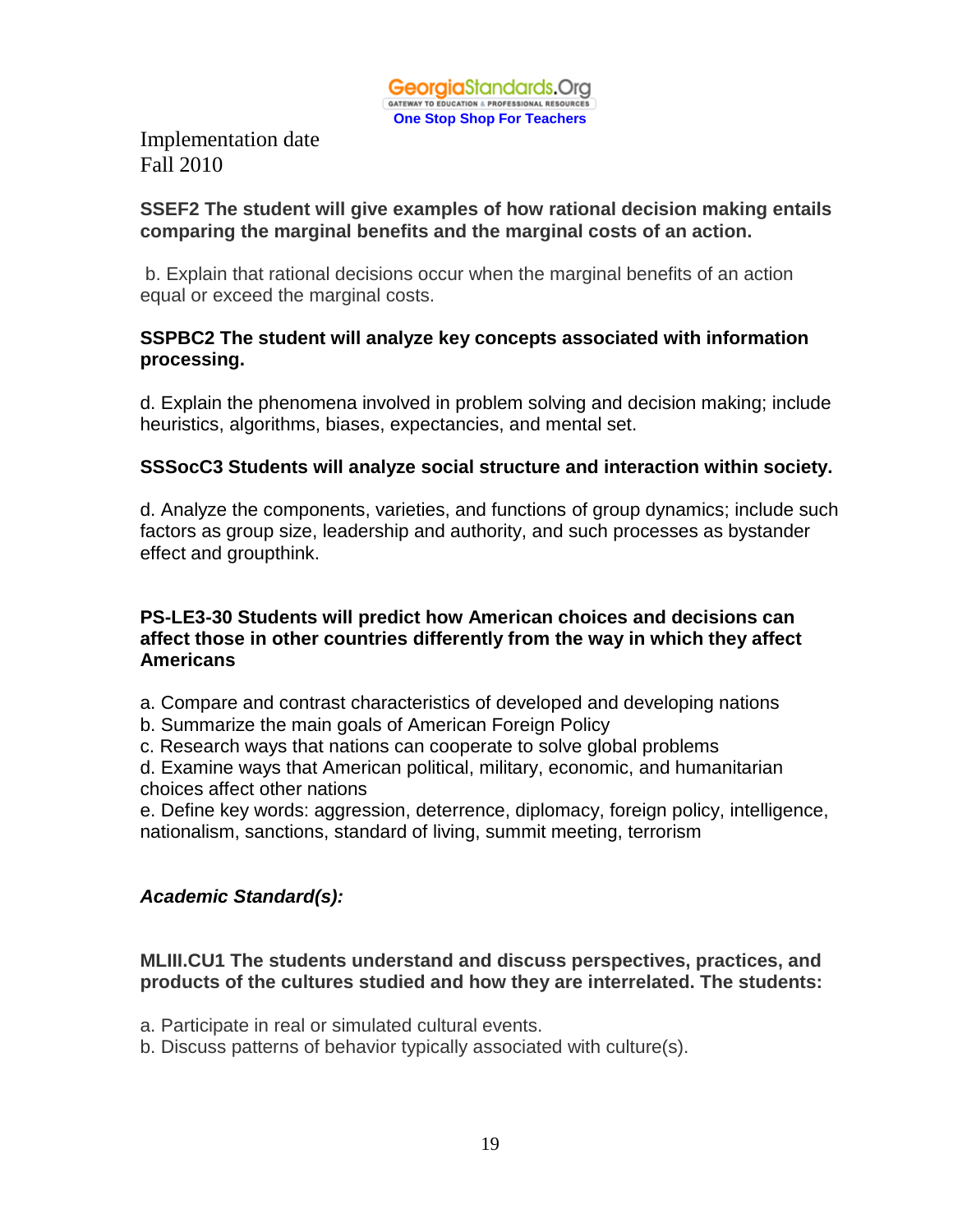GeorgiaStandards.Org
GATEWAY TO EDUCATION & PROFESSIONAL RESOURCES
**One Stop Shop For Teachers**

Implementation date
Fall 2010

**SSEF2 The student will give examples of how rational decision making entails comparing the marginal benefits and the marginal costs of an action.**

b. Explain that rational decisions occur when the marginal benefits of an action equal or exceed the marginal costs.

**SSPBC2 The student will analyze key concepts associated with information processing.**

d. Explain the phenomena involved in problem solving and decision making; include heuristics, algorithms, biases, expectancies, and mental set.

**SSSocC3 Students will analyze social structure and interaction within society.**

d. Analyze the components, varieties, and functions of group dynamics; include such factors as group size, leadership and authority, and such processes as bystander effect and groupthink.

**PS-LE3-30 Students will predict how American choices and decisions can affect those in other countries differently from the way in which they affect Americans**

a. Compare and contrast characteristics of developed and developing nations
b. Summarize the main goals of American Foreign Policy
c. Research ways that nations can cooperate to solve global problems
d. Examine ways that American political, military, economic, and humanitarian choices affect other nations
e. Define key words: aggression, deterrence, diplomacy, foreign policy, intelligence, nationalism, sanctions, standard of living, summit meeting, terrorism

***Academic Standard(s):***

**MLIII.CU1 The students understand and discuss perspectives, practices, and products of the cultures studied and how they are interrelated. The students:**

a. Participate in real or simulated cultural events.
b. Discuss patterns of behavior typically associated with culture(s).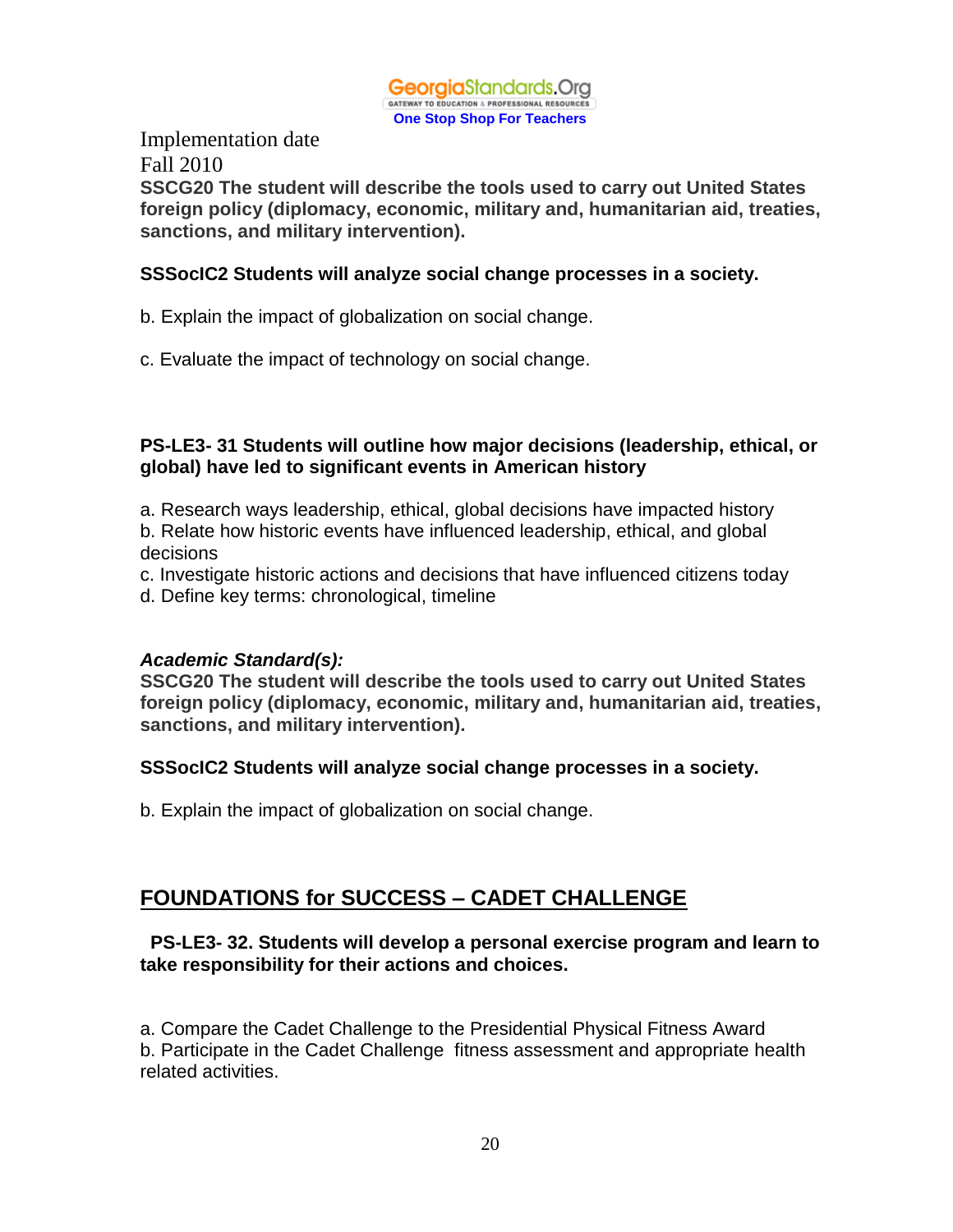Implementation date
Fall 2010

**SSCG20 The student will describe the tools used to carry out United States foreign policy (diplomacy, economic, military and, humanitarian aid, treaties, sanctions, and military intervention).**

**SSSocIC2 Students will analyze social change processes in a society.**

b. Explain the impact of globalization on social change.

c. Evaluate the impact of technology on social change.

**PS-LE3- 31 Students will outline how major decisions (leadership, ethical, or global) have led to significant events in American history**

a. Research ways leadership, ethical, global decisions have impacted history
b. Relate how historic events have influenced leadership, ethical, and global decisions
c. Investigate historic actions and decisions that have influenced citizens today
d. Define key terms: chronological, timeline

***Academic Standard(s):***

**SSCG20 The student will describe the tools used to carry out United States foreign policy (diplomacy, economic, military and, humanitarian aid, treaties, sanctions, and military intervention).**

**SSSocIC2 Students will analyze social change processes in a society.**

b. Explain the impact of globalization on social change.

## FOUNDATIONS for SUCCESS – CADET CHALLENGE

**PS-LE3- 32. Students will develop a personal exercise program and learn to take responsibility for their actions and choices.**

a. Compare the Cadet Challenge to the Presidential Physical Fitness Award
b. Participate in the Cadet Challenge fitness assessment and appropriate health related activities.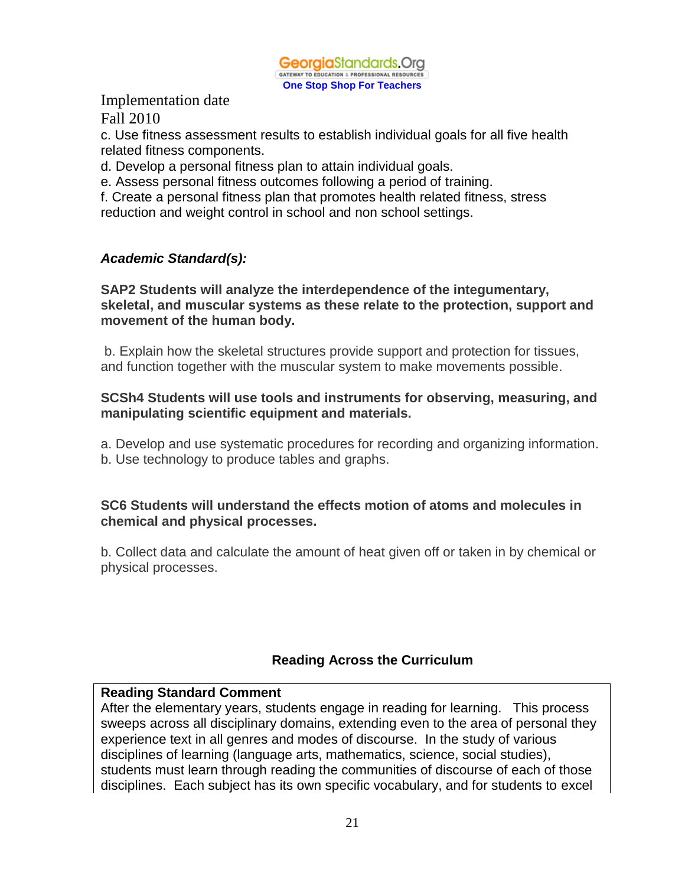Implementation date

Fall 2010

c. Use fitness assessment results to establish individual goals for all five health related fitness components.

d. Develop a personal fitness plan to attain individual goals.

e. Assess personal fitness outcomes following a period of training.

f. Create a personal fitness plan that promotes health related fitness, stress reduction and weight control in school and non school settings.

***Academic Standard(s):***

**SAP2 Students will analyze the interdependence of the integumentary, skeletal, and muscular systems as these relate to the protection, support and movement of the human body.**

b. Explain how the skeletal structures provide support and protection for tissues, and function together with the muscular system to make movements possible.

**SCSh4 Students will use tools and instruments for observing, measuring, and manipulating scientific equipment and materials.**

a. Develop and use systematic procedures for recording and organizing information.
b. Use technology to produce tables and graphs.

**SC6 Students will understand the effects motion of atoms and molecules in chemical and physical processes.**

b. Collect data and calculate the amount of heat given off or taken in by chemical or physical processes.

## Reading Across the Curriculum

**Reading Standard Comment**

After the elementary years, students engage in reading for learning. This process sweeps across all disciplinary domains, extending even to the area of personal they experience text in all genres and modes of discourse. In the study of various disciplines of learning (language arts, mathematics, science, social studies), students must learn through reading the communities of discourse of each of those disciplines. Each subject has its own specific vocabulary, and for students to excel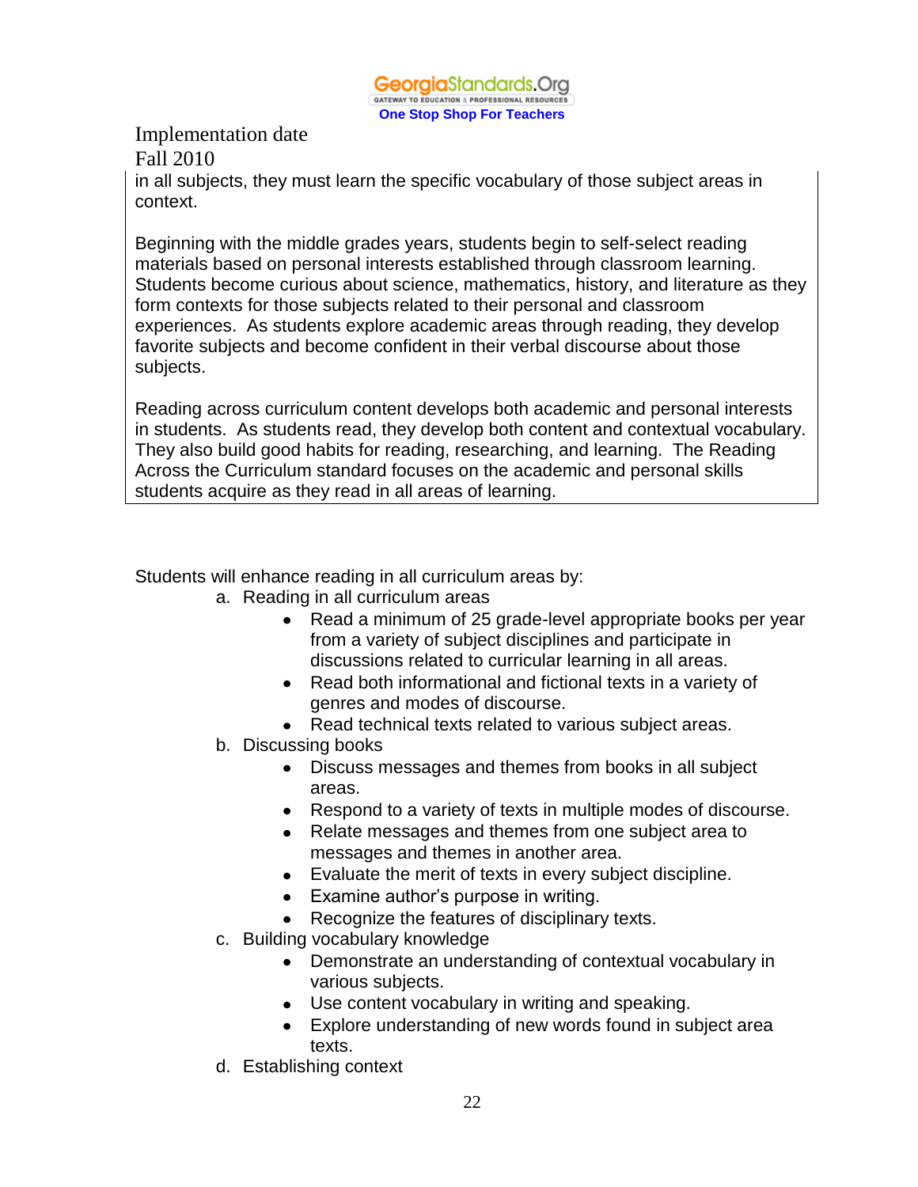Implementation date
Fall 2010

in all subjects, they must learn the specific vocabulary of those subject areas in context.

Beginning with the middle grades years, students begin to self-select reading materials based on personal interests established through classroom learning. Students become curious about science, mathematics, history, and literature as they form contexts for those subjects related to their personal and classroom experiences. As students explore academic areas through reading, they develop favorite subjects and become confident in their verbal discourse about those subjects.

Reading across curriculum content develops both academic and personal interests in students. As students read, they develop both content and contextual vocabulary. They also build good habits for reading, researching, and learning. The Reading Across the Curriculum standard focuses on the academic and personal skills students acquire as they read in all areas of learning.

Students will enhance reading in all curriculum areas by:

a. Reading in all curriculum areas
   - Read a minimum of 25 grade-level appropriate books per year from a variety of subject disciplines and participate in discussions related to curricular learning in all areas.
   - Read both informational and fictional texts in a variety of genres and modes of discourse.
   - Read technical texts related to various subject areas.

b. Discussing books
   - Discuss messages and themes from books in all subject areas.
   - Respond to a variety of texts in multiple modes of discourse.
   - Relate messages and themes from one subject area to messages and themes in another area.
   - Evaluate the merit of texts in every subject discipline.
   - Examine author's purpose in writing.
   - Recognize the features of disciplinary texts.

c. Building vocabulary knowledge
   - Demonstrate an understanding of contextual vocabulary in various subjects.
   - Use content vocabulary in writing and speaking.
   - Explore understanding of new words found in subject area texts.

d. Establishing context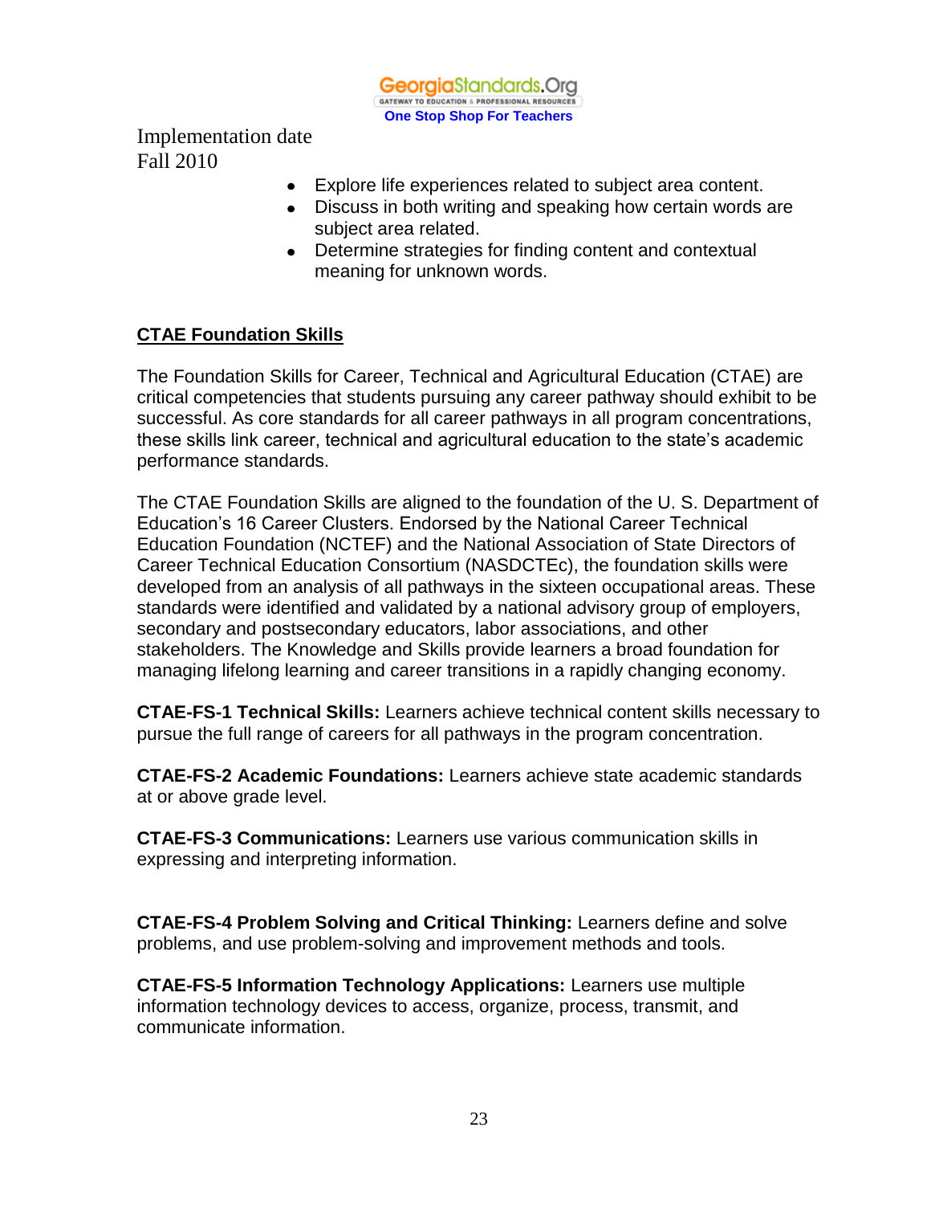Implementation date
Fall 2010

- Explore life experiences related to subject area content.
- Discuss in both writing and speaking how certain words are subject area related.
- Determine strategies for finding content and contextual meaning for unknown words.

## CTAE Foundation Skills

The Foundation Skills for Career, Technical and Agricultural Education (CTAE) are critical competencies that students pursuing any career pathway should exhibit to be successful. As core standards for all career pathways in all program concentrations, these skills link career, technical and agricultural education to the state's academic performance standards.

The CTAE Foundation Skills are aligned to the foundation of the U. S. Department of Education's 16 Career Clusters. Endorsed by the National Career Technical Education Foundation (NCTEF) and the National Association of State Directors of Career Technical Education Consortium (NASDCTEc), the foundation skills were developed from an analysis of all pathways in the sixteen occupational areas. These standards were identified and validated by a national advisory group of employers, secondary and postsecondary educators, labor associations, and other stakeholders. The Knowledge and Skills provide learners a broad foundation for managing lifelong learning and career transitions in a rapidly changing economy.

**CTAE-FS-1 Technical Skills:** Learners achieve technical content skills necessary to pursue the full range of careers for all pathways in the program concentration.

**CTAE-FS-2 Academic Foundations:** Learners achieve state academic standards at or above grade level.

**CTAE-FS-3 Communications:** Learners use various communication skills in expressing and interpreting information.

**CTAE-FS-4 Problem Solving and Critical Thinking:** Learners define and solve problems, and use problem-solving and improvement methods and tools.

**CTAE-FS-5 Information Technology Applications:** Learners use multiple information technology devices to access, organize, process, transmit, and communicate information.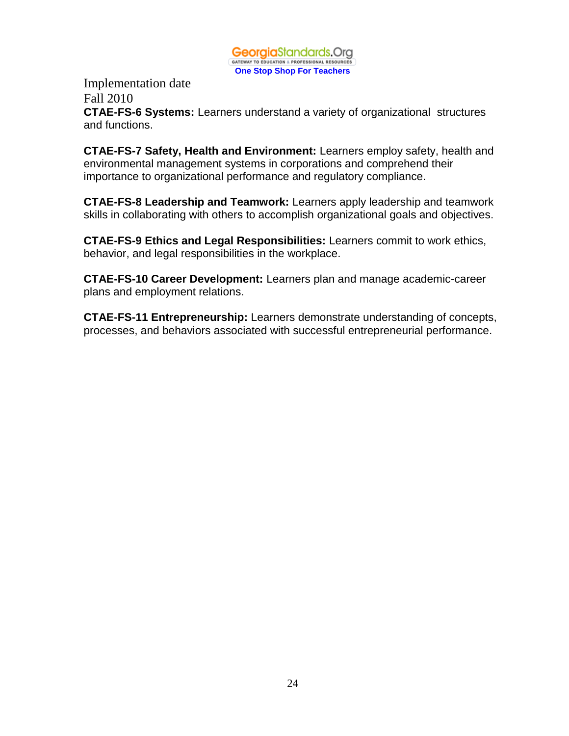Implementation date
Fall 2010

**CTAE-FS-6 Systems:** Learners understand a variety of organizational structures and functions.

**CTAE-FS-7 Safety, Health and Environment:** Learners employ safety, health and environmental management systems in corporations and comprehend their importance to organizational performance and regulatory compliance.

**CTAE-FS-8 Leadership and Teamwork:** Learners apply leadership and teamwork skills in collaborating with others to accomplish organizational goals and objectives.

**CTAE-FS-9 Ethics and Legal Responsibilities:** Learners commit to work ethics, behavior, and legal responsibilities in the workplace.

**CTAE-FS-10 Career Development:** Learners plan and manage academic-career plans and employment relations.

**CTAE-FS-11 Entrepreneurship:** Learners demonstrate understanding of concepts, processes, and behaviors associated with successful entrepreneurial performance.